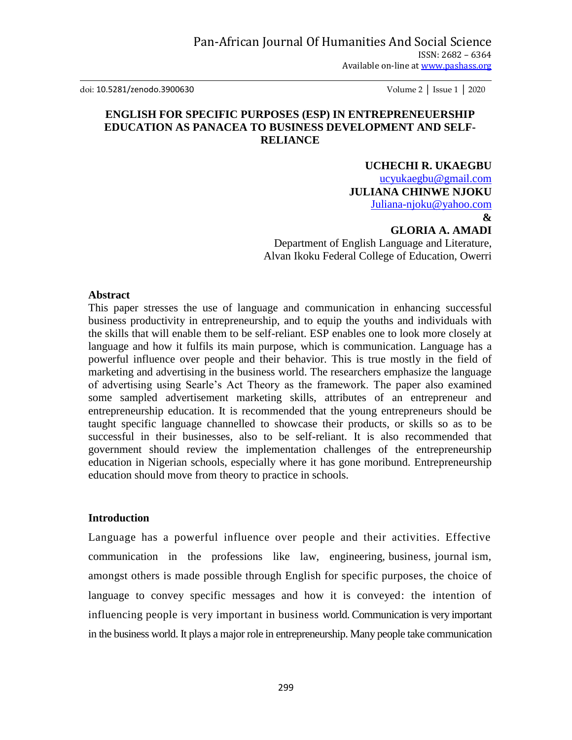# ENGLISH FOR SPECIFIC PURPOSES (ESP) IN ENTREPRENEUERSHIP EDUCATION AS PANACEA TO BUSINESS DEVELOPMENT AND SELF-RELIANCE

**UCHECHI R. UKAEGBU**
ucyukaegbu@gmail.com
**JULIANA CHINWE NJOKU**
Juliana-njoku@yahoo.com
**&**
**GLORIA A. AMADI**
Department of English Language and Literature,
Alvan Ikoku Federal College of Education, Owerri

## Abstract

This paper stresses the use of language and communication in enhancing successful business productivity in entrepreneurship, and to equip the youths and individuals with the skills that will enable them to be self-reliant. ESP enables one to look more closely at language and how it fulfils its main purpose, which is communication. Language has a powerful influence over people and their behavior. This is true mostly in the field of marketing and advertising in the business world. The researchers emphasize the language of advertising using Searle's Act Theory as the framework. The paper also examined some sampled advertisement marketing skills, attributes of an entrepreneur and entrepreneurship education. It is recommended that the young entrepreneurs should be taught specific language channelled to showcase their products, or skills so as to be successful in their businesses, also to be self-reliant. It is also recommended that government should review the implementation challenges of the entrepreneurship education in Nigerian schools, especially where it has gone moribund. Entrepreneurship education should move from theory to practice in schools.

## Introduction

Language has a powerful influence over people and their activities. Effective communication in the professions like law, engineering, business, journal ism, amongst others is made possible through English for specific purposes, the choice of language to convey specific messages and how it is conveyed: the intention of influencing people is very important in business world. Communication is very important in the business world. It plays a major role in entrepreneurship. Many people take communication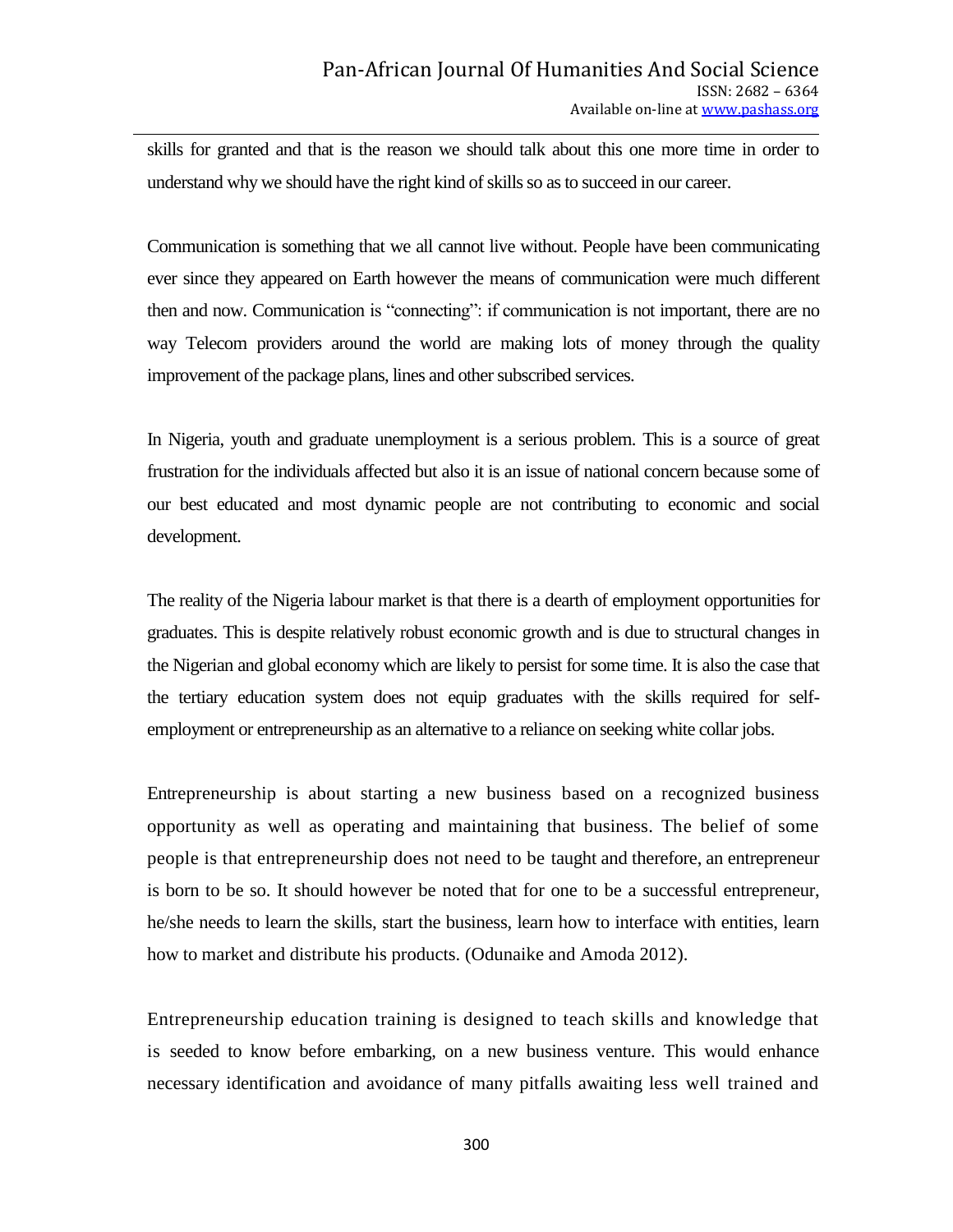skills for granted and that is the reason we should talk about this one more time in order to understand why we should have the right kind of skills so as to succeed in our career.

Communication is something that we all cannot live without. People have been communicating ever since they appeared on Earth however the means of communication were much different then and now. Communication is "connecting": if communication is not important, there are no way Telecom providers around the world are making lots of money through the quality improvement of the package plans, lines and other subscribed services.

In Nigeria, youth and graduate unemployment is a serious problem. This is a source of great frustration for the individuals affected but also it is an issue of national concern because some of our best educated and most dynamic people are not contributing to economic and social development.

The reality of the Nigeria labour market is that there is a dearth of employment opportunities for graduates. This is despite relatively robust economic growth and is due to structural changes in the Nigerian and global economy which are likely to persist for some time. It is also the case that the tertiary education system does not equip graduates with the skills required for self-employment or entrepreneurship as an alternative to a reliance on seeking white collar jobs.

Entrepreneurship is about starting a new business based on a recognized business opportunity as well as operating and maintaining that business. The belief of some people is that entrepreneurship does not need to be taught and therefore, an entrepreneur is born to be so. It should however be noted that for one to be a successful entrepreneur, he/she needs to learn the skills, start the business, learn how to interface with entities, learn how to market and distribute his products. (Odunaike and Amoda 2012).

Entrepreneurship education training is designed to teach skills and knowledge that is seeded to know before embarking, on a new business venture. This would enhance necessary identification and avoidance of many pitfalls awaiting less well trained and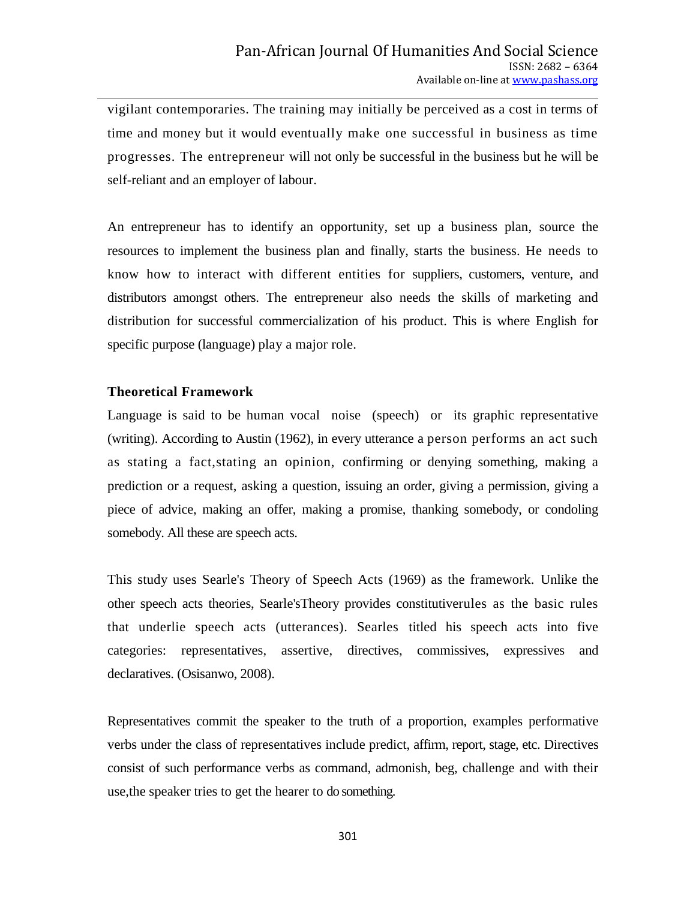vigilant contemporaries. The training may initially be perceived as a cost in terms of time and money but it would eventually make one successful in business as time progresses. The entrepreneur will not only be successful in the business but he will be self-reliant and an employer of labour.

An entrepreneur has to identify an opportunity, set up a business plan, source the resources to implement the business plan and finally, starts the business. He needs to know how to interact with different entities for suppliers, customers, venture, and distributors amongst others. The entrepreneur also needs the skills of marketing and distribution for successful commercialization of his product. This is where English for specific purpose (language) play a major role.

### Theoretical Framework

Language is said to be human vocal noise (speech) or its graphic representative (writing). According to Austin (1962), in every utterance a person performs an act such as stating a fact,stating an opinion, confirming or denying something, making a prediction or a request, asking a question, issuing an order, giving a permission, giving a piece of advice, making an offer, making a promise, thanking somebody, or condoling somebody. All these are speech acts.

This study uses Searle's Theory of Speech Acts (1969) as the framework. Unlike the other speech acts theories, Searle'sTheory provides constitutiverules as the basic rules that underlie speech acts (utterances). Searles titled his speech acts into five categories: representatives, assertive, directives, commissives, expressives and declaratives. (Osisanwo, 2008).

Representatives commit the speaker to the truth of a proportion, examples performative verbs under the class of representatives include predict, affirm, report, stage, etc. Directives consist of such performance verbs as command, admonish, beg, challenge and with their use,the speaker tries to get the hearer to do something.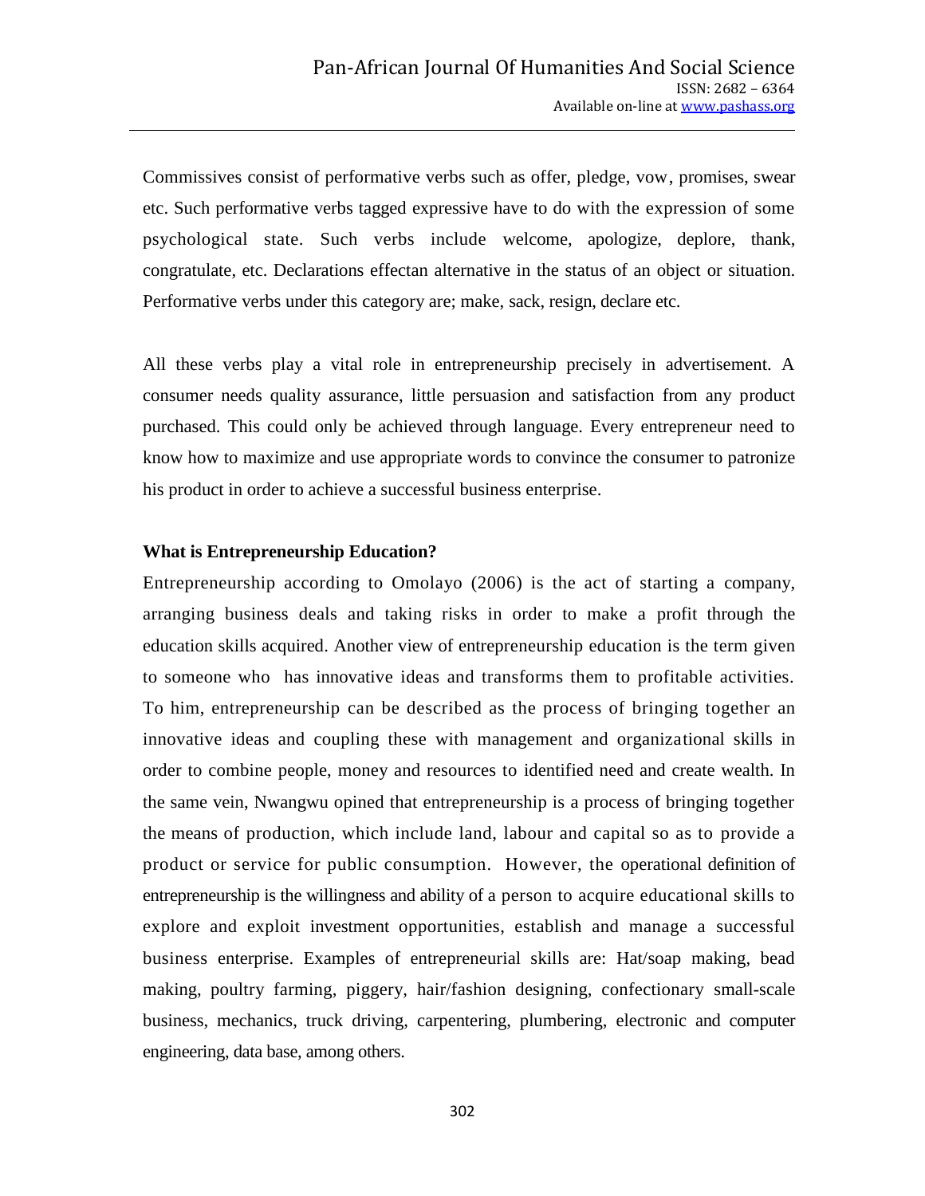Commissives consist of performative verbs such as offer, pledge, vow, promises, swear etc. Such performative verbs tagged expressive have to do with the expression of some psychological state. Such verbs include welcome, apologize, deplore, thank, congratulate, etc. Declarations effectan alternative in the status of an object or situation. Performative verbs under this category are; make, sack, resign, declare etc.

All these verbs play a vital role in entrepreneurship precisely in advertisement. A consumer needs quality assurance, little persuasion and satisfaction from any product purchased. This could only be achieved through language. Every entrepreneur need to know how to maximize and use appropriate words to convince the consumer to patronize his product in order to achieve a successful business enterprise.

**What is Entrepreneurship Education?**

Entrepreneurship according to Omolayo (2006) is the act of starting a company, arranging business deals and taking risks in order to make a profit through the education skills acquired. Another view of entrepreneurship education is the term given to someone who has innovative ideas and transforms them to profitable activities. To him, entrepreneurship can be described as the process of bringing together an innovative ideas and coupling these with management and organizational skills in order to combine people, money and resources to identified need and create wealth. In the same vein, Nwangwu opined that entrepreneurship is a process of bringing together the means of production, which include land, labour and capital so as to provide a product or service for public consumption. However, the operational definition of entrepreneurship is the willingness and ability of a person to acquire educational skills to explore and exploit investment opportunities, establish and manage a successful business enterprise. Examples of entrepreneurial skills are: Hat/soap making, bead making, poultry farming, piggery, hair/fashion designing, confectionary small-scale business, mechanics, truck driving, carpentering, plumbering, electronic and computer engineering, data base, among others.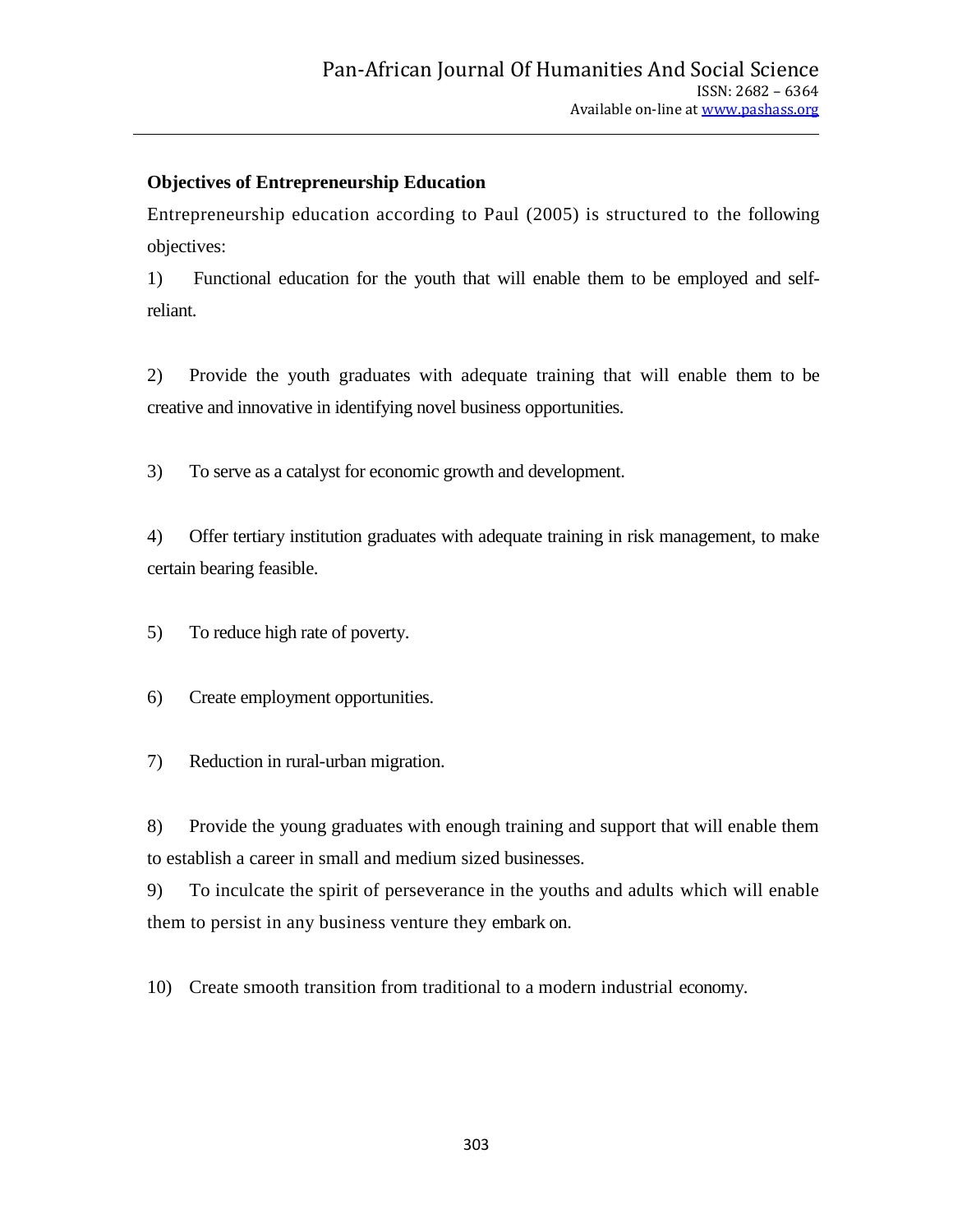**Objectives of Entrepreneurship Education**

Entrepreneurship education according to Paul (2005) is structured to the following objectives:

1) Functional education for the youth that will enable them to be employed and self-reliant.

2) Provide the youth graduates with adequate training that will enable them to be creative and innovative in identifying novel business opportunities.

3) To serve as a catalyst for economic growth and development.

4) Offer tertiary institution graduates with adequate training in risk management, to make certain bearing feasible.

5) To reduce high rate of poverty.

6) Create employment opportunities.

7) Reduction in rural-urban migration.

8) Provide the young graduates with enough training and support that will enable them to establish a career in small and medium sized businesses.

9) To inculcate the spirit of perseverance in the youths and adults which will enable them to persist in any business venture they embark on.

10) Create smooth transition from traditional to a modern industrial economy.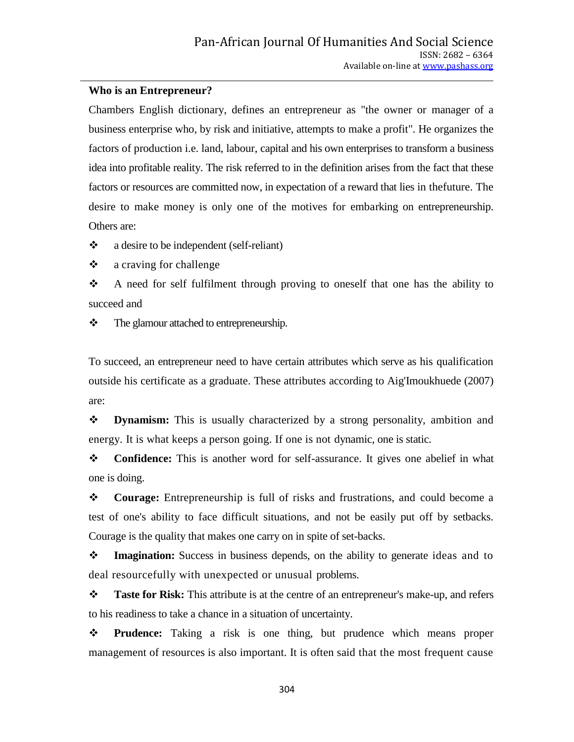**Who is an Entrepreneur?**

Chambers English dictionary, defines an entrepreneur as "the owner or manager of a business enterprise who, by risk and initiative, attempts to make a profit". He organizes the factors of production i.e. land, labour, capital and his own enterprises to transform a business idea into profitable reality. The risk referred to in the definition arises from the fact that these factors or resources are committed now, in expectation of a reward that lies in thefuture. The desire to make money is only one of the motives for embarking on entrepreneurship. Others are:

- a desire to be independent (self-reliant)
- a craving for challenge
- A need for self fulfilment through proving to oneself that one has the ability to succeed and
- The glamour attached to entrepreneurship.

To succeed, an entrepreneur need to have certain attributes which serve as his qualification outside his certificate as a graduate. These attributes according to Aig'Imoukhuede (2007) are:

- **Dynamism:** This is usually characterized by a strong personality, ambition and energy. It is what keeps a person going. If one is not dynamic, one is static.
- **Confidence:** This is another word for self-assurance. It gives one abelief in what one is doing.
- **Courage:** Entrepreneurship is full of risks and frustrations, and could become a test of one's ability to face difficult situations, and not be easily put off by setbacks. Courage is the quality that makes one carry on in spite of set-backs.
- **Imagination:** Success in business depends, on the ability to generate ideas and to deal resourcefully with unexpected or unusual problems.
- **Taste for Risk:** This attribute is at the centre of an entrepreneur's make-up, and refers to his readiness to take a chance in a situation of uncertainty.
- **Prudence:** Taking a risk is one thing, but prudence which means proper management of resources is also important. It is often said that the most frequent cause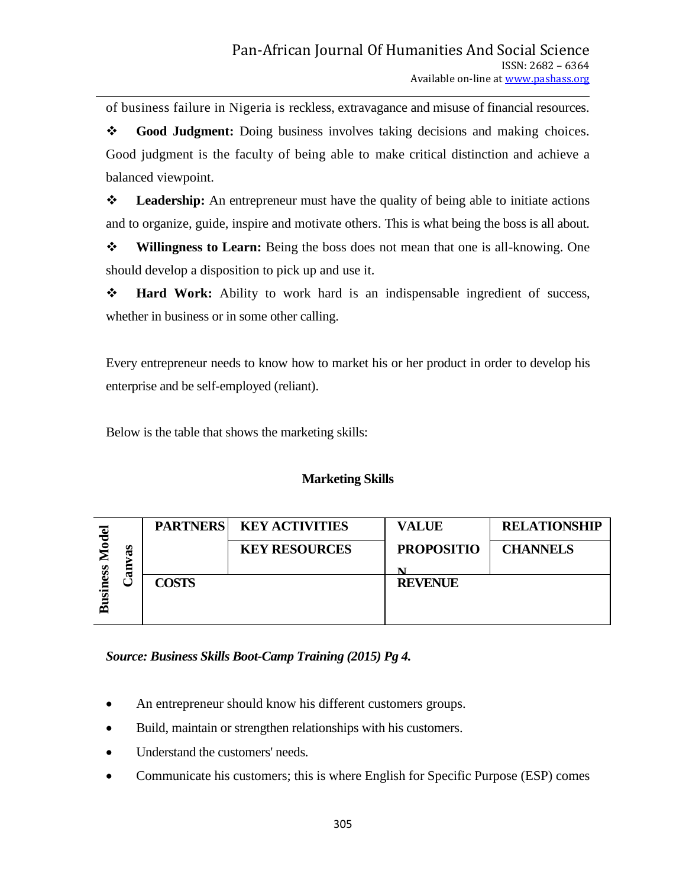of business failure in Nigeria is reckless, extravagance and misuse of financial resources.

❖ **Good Judgment:** Doing business involves taking decisions and making choices. Good judgment is the faculty of being able to make critical distinction and achieve a balanced viewpoint.

❖ **Leadership:** An entrepreneur must have the quality of being able to initiate actions and to organize, guide, inspire and motivate others. This is what being the boss is all about.

❖ **Willingness to Learn:** Being the boss does not mean that one is all-knowing. One should develop a disposition to pick up and use it.

❖ **Hard Work:** Ability to work hard is an indispensable ingredient of success, whether in business or in some other calling.

Every entrepreneur needs to know how to market his or her product in order to develop his enterprise and be self-employed (reliant).

Below is the table that shows the marketing skills:

**Marketing Skills**

| Business Model Canvas | PARTNERS | KEY ACTIVITIES | VALUE | RELATIONSHIP |
|---|---|---|---|---|
| | | KEY RESOURCES | PROPOSITION | CHANNELS |
| | COSTS | | REVENUE | |

***Source: Business Skills Boot-Camp Training (2015) Pg 4.***

- An entrepreneur should know his different customers groups.
- Build, maintain or strengthen relationships with his customers.
- Understand the customers' needs.
- Communicate his customers; this is where English for Specific Purpose (ESP) comes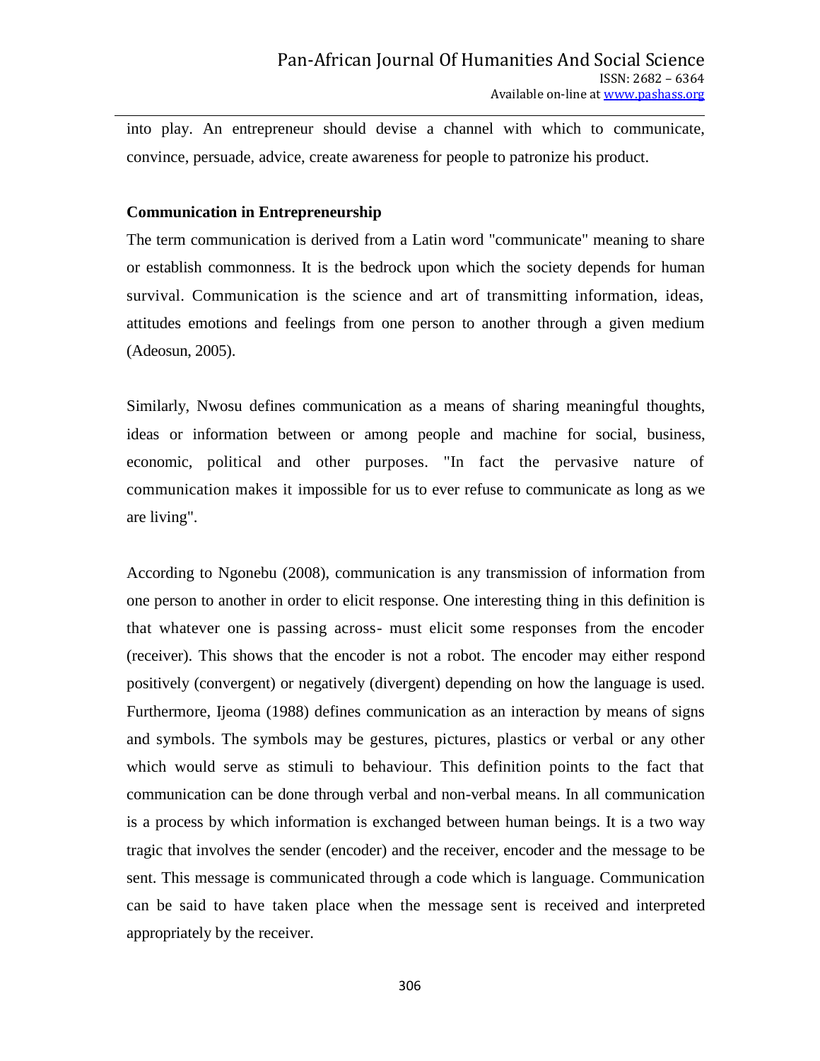into play. An entrepreneur should devise a channel with which to communicate, convince, persuade, advice, create awareness for people to patronize his product.

## Communication in Entrepreneurship

The term communication is derived from a Latin word "communicate" meaning to share or establish commonness. It is the bedrock upon which the society depends for human survival. Communication is the science and art of transmitting information, ideas, attitudes emotions and feelings from one person to another through a given medium (Adeosun, 2005).

Similarly, Nwosu defines communication as a means of sharing meaningful thoughts, ideas or information between or among people and machine for social, business, economic, political and other purposes. "In fact the pervasive nature of communication makes it impossible for us to ever refuse to communicate as long as we are living".

According to Ngonebu (2008), communication is any transmission of information from one person to another in order to elicit response. One interesting thing in this definition is that whatever one is passing across- must elicit some responses from the encoder (receiver). This shows that the encoder is not a robot. The encoder may either respond positively (convergent) or negatively (divergent) depending on how the language is used. Furthermore, Ijeoma (1988) defines communication as an interaction by means of signs and symbols. The symbols may be gestures, pictures, plastics or verbal or any other which would serve as stimuli to behaviour. This definition points to the fact that communication can be done through verbal and non-verbal means. In all communication is a process by which information is exchanged between human beings. It is a two way tragic that involves the sender (encoder) and the receiver, encoder and the message to be sent. This message is communicated through a code which is language. Communication can be said to have taken place when the message sent is received and interpreted appropriately by the receiver.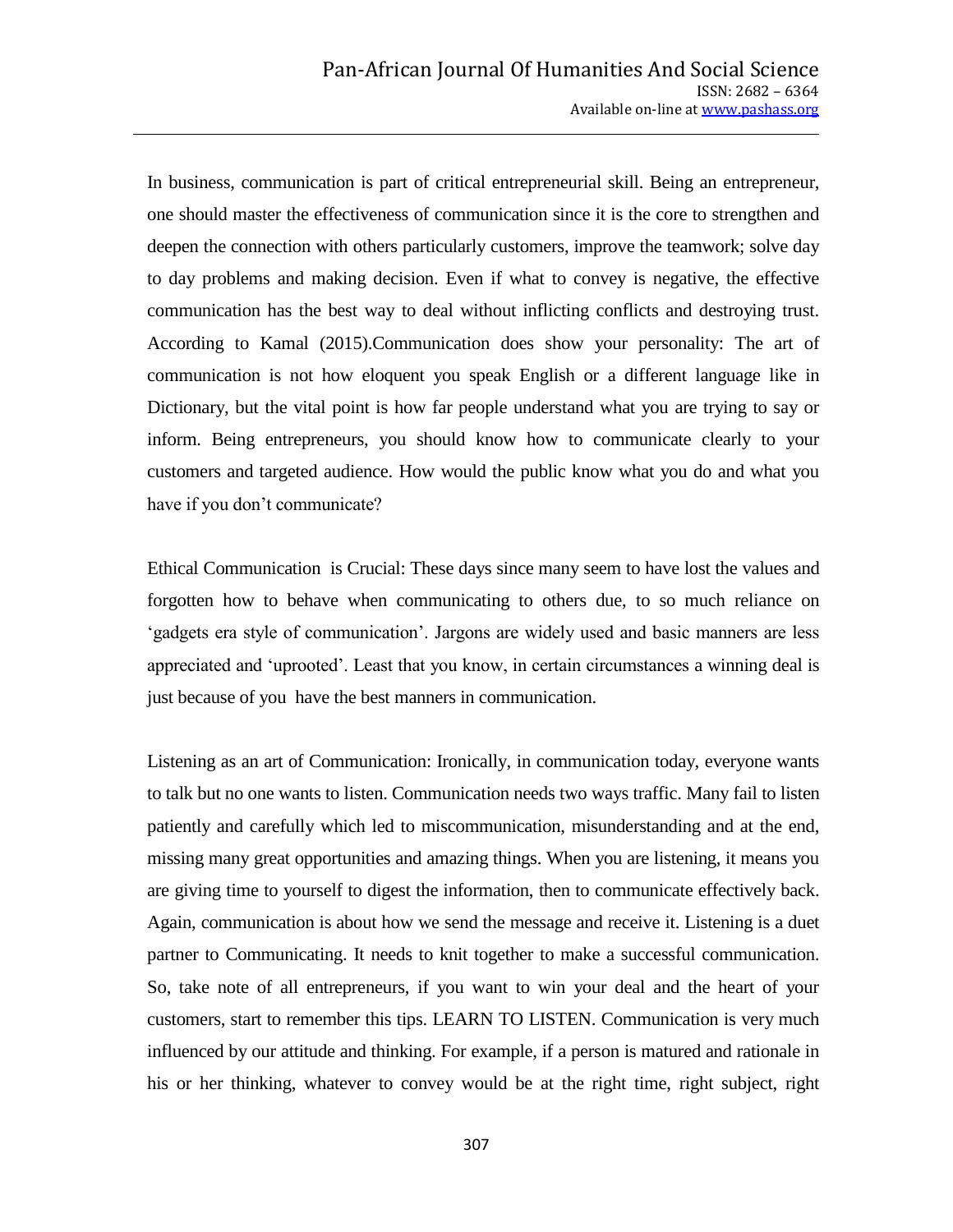In business, communication is part of critical entrepreneurial skill. Being an entrepreneur, one should master the effectiveness of communication since it is the core to strengthen and deepen the connection with others particularly customers, improve the teamwork; solve day to day problems and making decision. Even if what to convey is negative, the effective communication has the best way to deal without inflicting conflicts and destroying trust. According to Kamal (2015).Communication does show your personality: The art of communication is not how eloquent you speak English or a different language like in Dictionary, but the vital point is how far people understand what you are trying to say or inform. Being entrepreneurs, you should know how to communicate clearly to your customers and targeted audience. How would the public know what you do and what you have if you don't communicate?

Ethical Communication is Crucial: These days since many seem to have lost the values and forgotten how to behave when communicating to others due, to so much reliance on 'gadgets era style of communication'. Jargons are widely used and basic manners are less appreciated and 'uprooted'. Least that you know, in certain circumstances a winning deal is just because of you have the best manners in communication.

Listening as an art of Communication: Ironically, in communication today, everyone wants to talk but no one wants to listen. Communication needs two ways traffic. Many fail to listen patiently and carefully which led to miscommunication, misunderstanding and at the end, missing many great opportunities and amazing things. When you are listening, it means you are giving time to yourself to digest the information, then to communicate effectively back. Again, communication is about how we send the message and receive it. Listening is a duet partner to Communicating. It needs to knit together to make a successful communication. So, take note of all entrepreneurs, if you want to win your deal and the heart of your customers, start to remember this tips. LEARN TO LISTEN. Communication is very much influenced by our attitude and thinking. For example, if a person is matured and rationale in his or her thinking, whatever to convey would be at the right time, right subject, right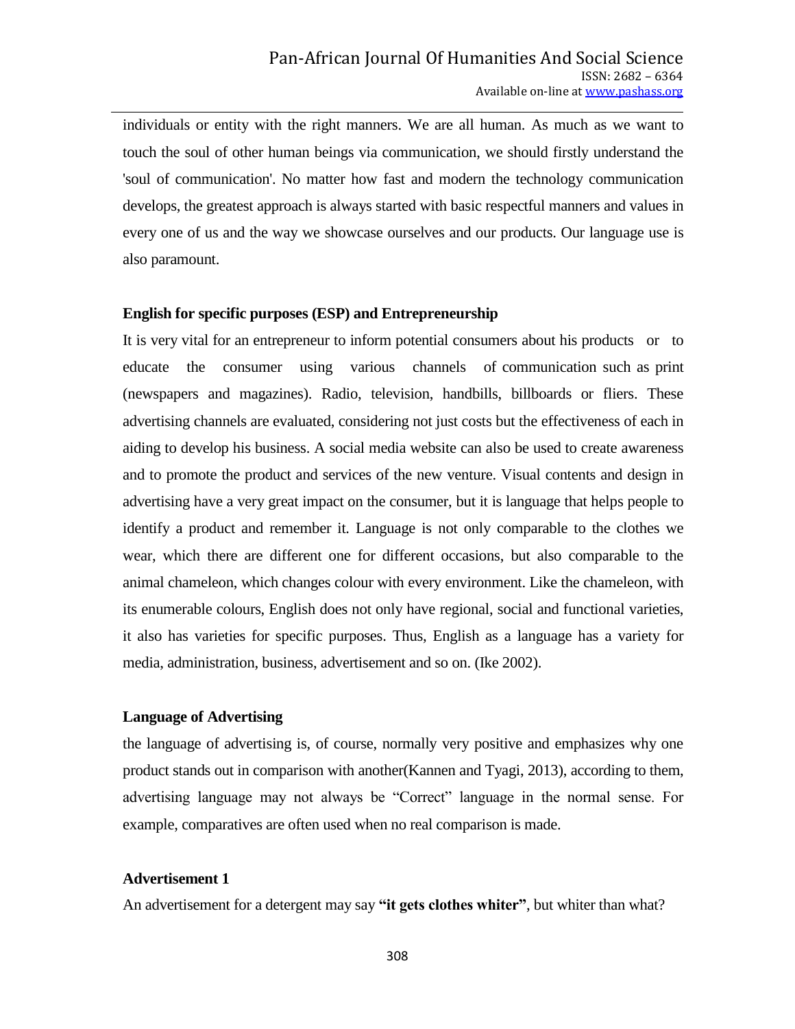individuals or entity with the right manners. We are all human. As much as we want to touch the soul of other human beings via communication, we should firstly understand the 'soul of communication'. No matter how fast and modern the technology communication develops, the greatest approach is always started with basic respectful manners and values in every one of us and the way we showcase ourselves and our products. Our language use is also paramount.

### English for specific purposes (ESP) and Entrepreneurship

It is very vital for an entrepreneur to inform potential consumers about his products or to educate the consumer using various channels of communication such as print (newspapers and magazines). Radio, television, handbills, billboards or fliers. These advertising channels are evaluated, considering not just costs but the effectiveness of each in aiding to develop his business. A social media website can also be used to create awareness and to promote the product and services of the new venture. Visual contents and design in advertising have a very great impact on the consumer, but it is language that helps people to identify a product and remember it. Language is not only comparable to the clothes we wear, which there are different one for different occasions, but also comparable to the animal chameleon, which changes colour with every environment. Like the chameleon, with its enumerable colours, English does not only have regional, social and functional varieties, it also has varieties for specific purposes. Thus, English as a language has a variety for media, administration, business, advertisement and so on. (Ike 2002).

### Language of Advertising

the language of advertising is, of course, normally very positive and emphasizes why one product stands out in comparison with another(Kannen and Tyagi, 2013), according to them, advertising language may not always be "Correct" language in the normal sense. For example, comparatives are often used when no real comparison is made.

### Advertisement 1

An advertisement for a detergent may say **"it gets clothes whiter"**, but whiter than what?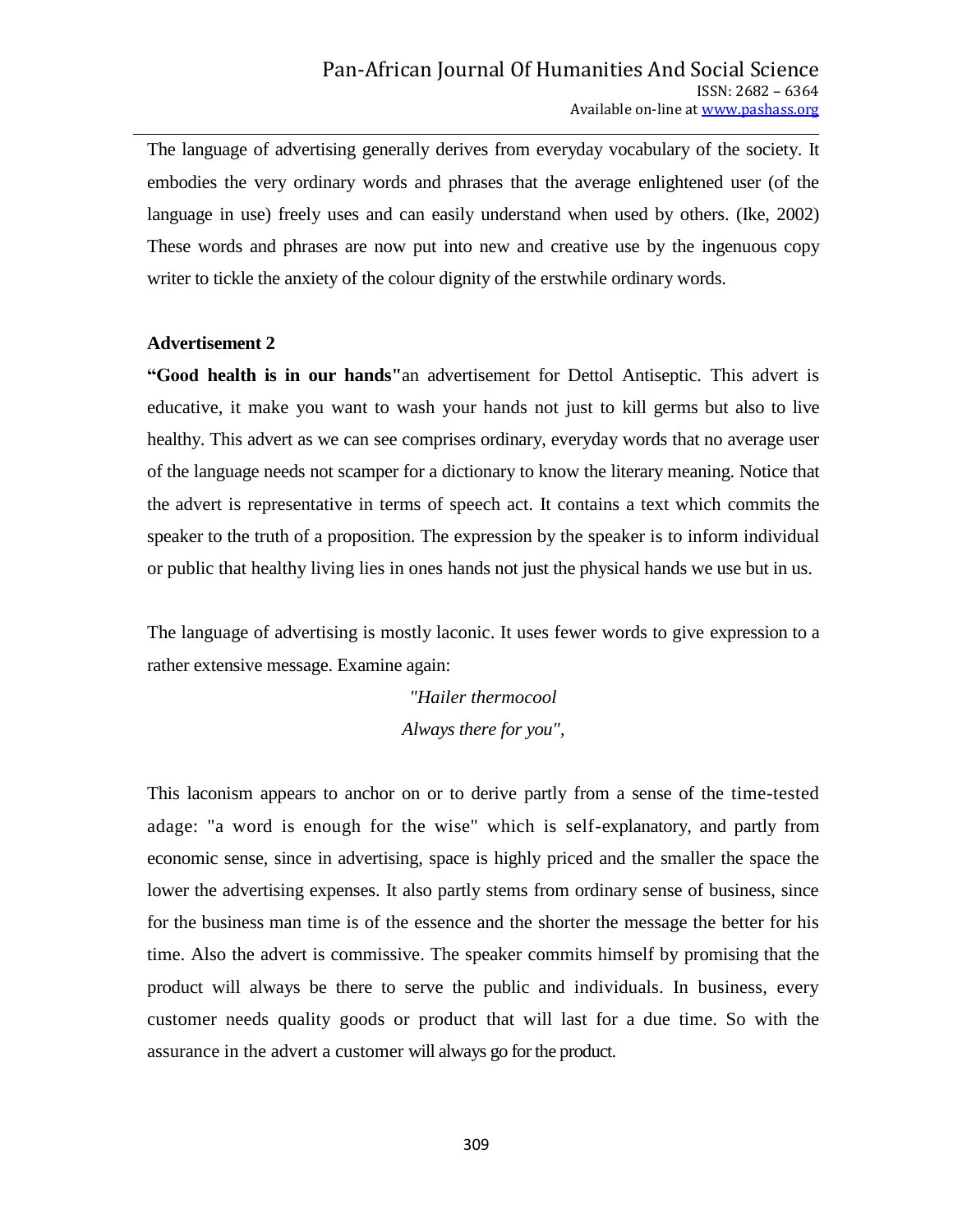The language of advertising generally derives from everyday vocabulary of the society. It embodies the very ordinary words and phrases that the average enlightened user (of the language in use) freely uses and can easily understand when used by others. (Ike, 2002) These words and phrases are now put into new and creative use by the ingenuous copy writer to tickle the anxiety of the colour dignity of the erstwhile ordinary words.

**Advertisement 2**

**"Good health is in our hands"**an advertisement for Dettol Antiseptic. This advert is educative, it make you want to wash your hands not just to kill germs but also to live healthy. This advert as we can see comprises ordinary, everyday words that no average user of the language needs not scamper for a dictionary to know the literary meaning. Notice that the advert is representative in terms of speech act. It contains a text which commits the speaker to the truth of a proposition. The expression by the speaker is to inform individual or public that healthy living lies in ones hands not just the physical hands we use but in us.

The language of advertising is mostly laconic. It uses fewer words to give expression to a rather extensive message. Examine again:

*"Hailer thermocool*
*Always there for you",*

This laconism appears to anchor on or to derive partly from a sense of the time-tested adage: "a word is enough for the wise" which is self-explanatory, and partly from economic sense, since in advertising, space is highly priced and the smaller the space the lower the advertising expenses. It also partly stems from ordinary sense of business, since for the business man time is of the essence and the shorter the message the better for his time. Also the advert is commissive. The speaker commits himself by promising that the product will always be there to serve the public and individuals. In business, every customer needs quality goods or product that will last for a due time. So with the assurance in the advert a customer will always go for the product.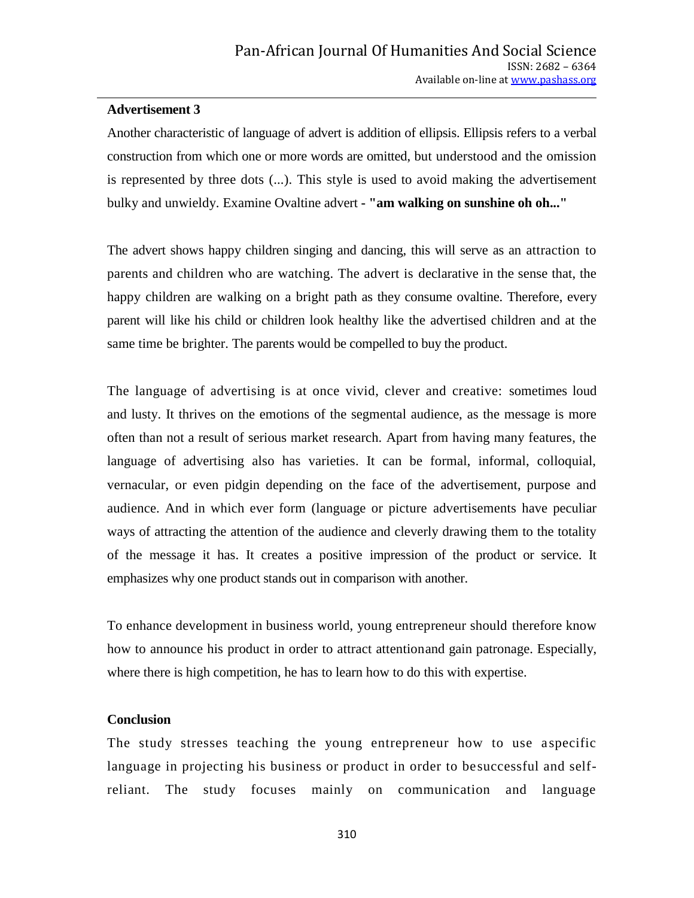**Advertisement 3**

Another characteristic of language of advert is addition of ellipsis. Ellipsis refers to a verbal construction from which one or more words are omitted, but understood and the omission is represented by three dots (...). This style is used to avoid making the advertisement bulky and unwieldy. Examine Ovaltine advert **- "am walking on sunshine oh oh..."**

The advert shows happy children singing and dancing, this will serve as an attraction to parents and children who are watching. The advert is declarative in the sense that, the happy children are walking on a bright path as they consume ovaltine. Therefore, every parent will like his child or children look healthy like the advertised children and at the same time be brighter. The parents would be compelled to buy the product.

The language of advertising is at once vivid, clever and creative: sometimes loud and lusty. It thrives on the emotions of the segmental audience, as the message is more often than not a result of serious market research. Apart from having many features, the language of advertising also has varieties. It can be formal, informal, colloquial, vernacular, or even pidgin depending on the face of the advertisement, purpose and audience. And in which ever form (language or picture advertisements have peculiar ways of attracting the attention of the audience and cleverly drawing them to the totality of the message it has. It creates a positive impression of the product or service. It emphasizes why one product stands out in comparison with another.

To enhance development in business world, young entrepreneur should therefore know how to announce his product in order to attract attentionand gain patronage. Especially, where there is high competition, he has to learn how to do this with expertise.

**Conclusion**

The study stresses teaching the young entrepreneur how to use aspecific language in projecting his business or product in order to besuccessful and self-reliant. The study focuses mainly on communication and language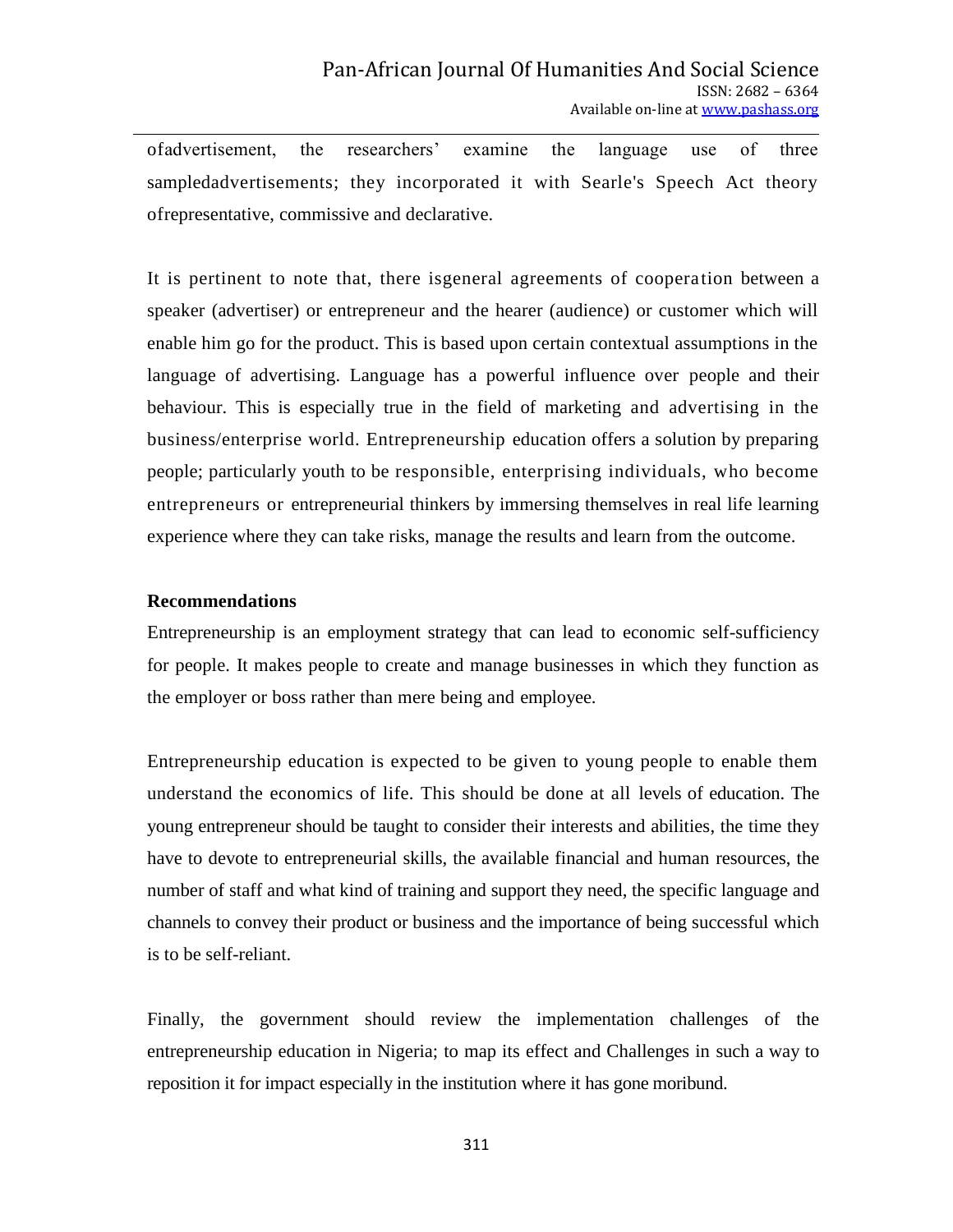ofadvertisement, the researchers' examine the language use of three sampledadvertisements; they incorporated it with Searle's Speech Act theory ofrepresentative, commissive and declarative.

It is pertinent to note that, there isgeneral agreements of cooperation between a speaker (advertiser) or entrepreneur and the hearer (audience) or customer which will enable him go for the product. This is based upon certain contextual assumptions in the language of advertising. Language has a powerful influence over people and their behaviour. This is especially true in the field of marketing and advertising in the business/enterprise world. Entrepreneurship education offers a solution by preparing people; particularly youth to be responsible, enterprising individuals, who become entrepreneurs or entrepreneurial thinkers by immersing themselves in real life learning experience where they can take risks, manage the results and learn from the outcome.

**Recommendations**

Entrepreneurship is an employment strategy that can lead to economic self-sufficiency for people. It makes people to create and manage businesses in which they function as the employer or boss rather than mere being and employee.

Entrepreneurship education is expected to be given to young people to enable them understand the economics of life. This should be done at all levels of education. The young entrepreneur should be taught to consider their interests and abilities, the time they have to devote to entrepreneurial skills, the available financial and human resources, the number of staff and what kind of training and support they need, the specific language and channels to convey their product or business and the importance of being successful which is to be self-reliant.

Finally, the government should review the implementation challenges of the entrepreneurship education in Nigeria; to map its effect and Challenges in such a way to reposition it for impact especially in the institution where it has gone moribund.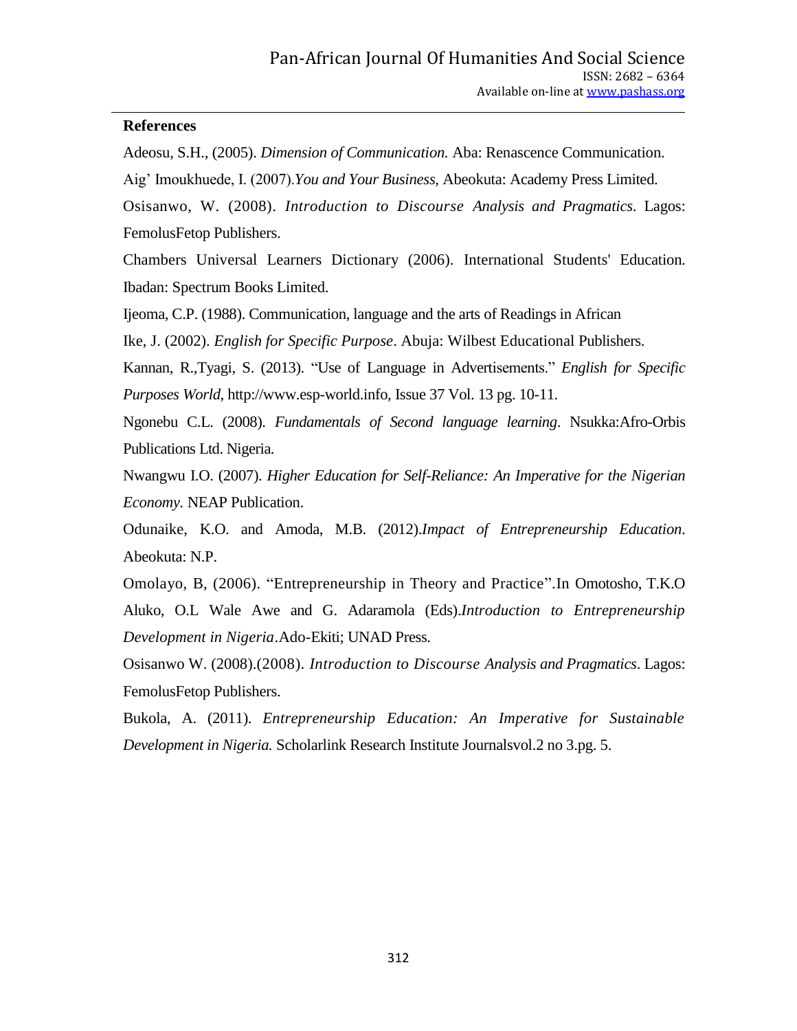**References**

Adeosu, S.H., (2005). *Dimension of Communication.* Aba: Renascence Communication.

Aig' Imoukhuede, I. (2007).*You and Your Business,* Abeokuta: Academy Press Limited.

Osisanwo, W. (2008). *Introduction to Discourse Analysis and Pragmatics*. Lagos: FemolusFetop Publishers.

Chambers Universal Learners Dictionary (2006). International Students' Education. Ibadan: Spectrum Books Limited.

Ijeoma, C.P. (1988). Communication, language and the arts of Readings in African

Ike, J. (2002). *English for Specific Purpose*. Abuja: Wilbest Educational Publishers.

Kannan, R.,Tyagi, S. (2013). "Use of Language in Advertisements." *English for Specific Purposes World*, http://www.esp-world.info, Issue 37 Vol. 13 pg. 10-11.

Ngonebu C.L. (2008). *Fundamentals of Second language learning*. Nsukka:Afro-Orbis Publications Ltd. Nigeria.

Nwangwu I.O. (2007). *Higher Education for Self-Reliance: An Imperative for the Nigerian Economy.* NEAP Publication.

Odunaike, K.O. and Amoda, M.B. (2012).*Impact of Entrepreneurship Education*. Abeokuta: N.P.

Omolayo, B, (2006). "Entrepreneurship in Theory and Practice".In Omotosho, T.K.O Aluko, O.L Wale Awe and G. Adaramola (Eds).*Introduction to Entrepreneurship Development in Nigeria*.Ado-Ekiti; UNAD Press.

Osisanwo W. (2008).(2008). *Introduction to Discourse Analysis and Pragmatics*. Lagos: FemolusFetop Publishers.

Bukola, A. (2011). *Entrepreneurship Education: An Imperative for Sustainable Development in Nigeria.* Scholarlink Research Institute Journalsvol.2 no 3.pg. 5.